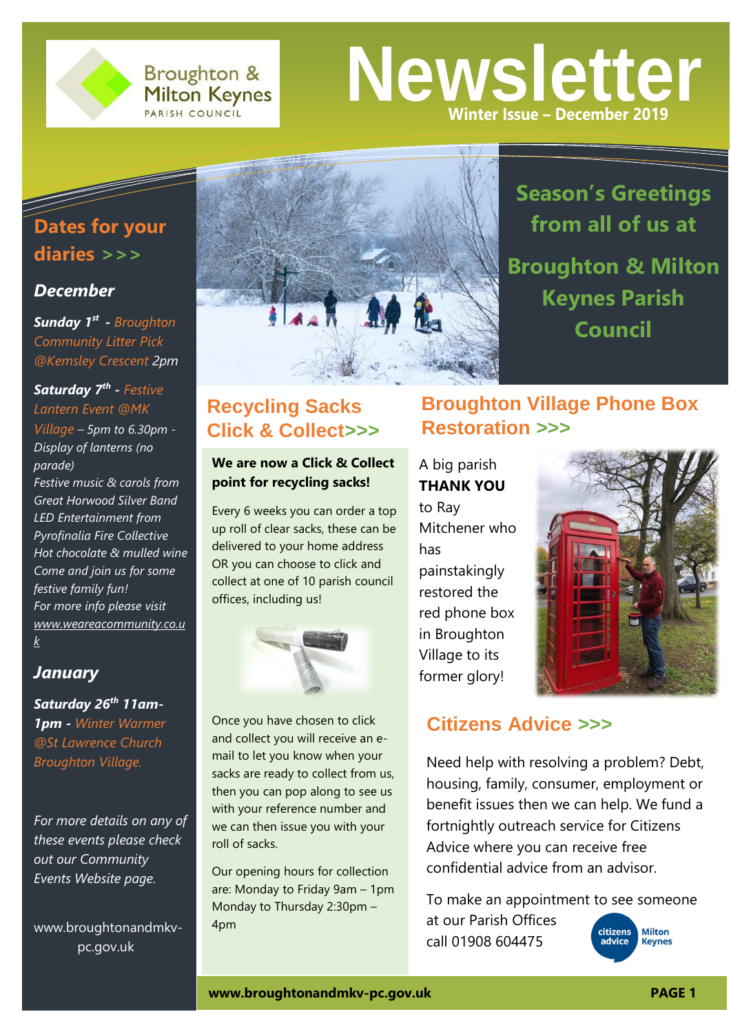Broughton & Milton Keynes PARISH COUNCIL

# Newsletter

**Winter Issue – December 2019**

## Dates for your diaries >>>

### December

***Sunday 1st*** *- Broughton Community Litter Pick @Kemsley Crescent 2pm*

***Saturday 7th*** *- Festive Lantern Event @MK Village – 5pm to 6.30pm - Display of lanterns (no parade)*
*Festive music & carols from Great Horwood Silver Band*
*LED Entertainment from Pyrofinalia Fire Collective*
*Hot chocolate & mulled wine*
*Come and join us for some festive family fun!*
*For more info please visit www.weareacommunity.co.uk*

### January

***Saturday 26th 11am-1pm*** *- Winter Warmer @St Lawrence Church Broughton Village.*

*For more details on any of these events please check out our Community Events Website page.*

www.broughtonandmkv-pc.gov.uk

## Season's Greetings from all of us at Broughton & Milton Keynes Parish Council

## Recycling Sacks Click & Collect>>>

**We are now a Click & Collect point for recycling sacks!**

Every 6 weeks you can order a top up roll of clear sacks, these can be delivered to your home address OR you can choose to click and collect at one of 10 parish council offices, including us!

Once you have chosen to click and collect you will receive an e-mail to let you know when your sacks are ready to collect from us, then you can pop along to see us with your reference number and we can then issue you with your roll of sacks.

Our opening hours for collection are: Monday to Friday 9am – 1pm Monday to Thursday 2:30pm – 4pm

## Broughton Village Phone Box Restoration >>>

A big parish **THANK YOU** to Ray Mitchener who has painstakingly restored the red phone box in Broughton Village to its former glory!

## Citizens Advice >>>

Need help with resolving a problem? Debt, housing, family, consumer, employment or benefit issues then we can help. We fund a fortnightly outreach service for Citizens Advice where you can receive free confidential advice from an advisor.

To make an appointment to see someone at our Parish Offices call 01908 604475

citizens advice Milton Keynes

**www.broughtonandmkv-pc.gov.uk**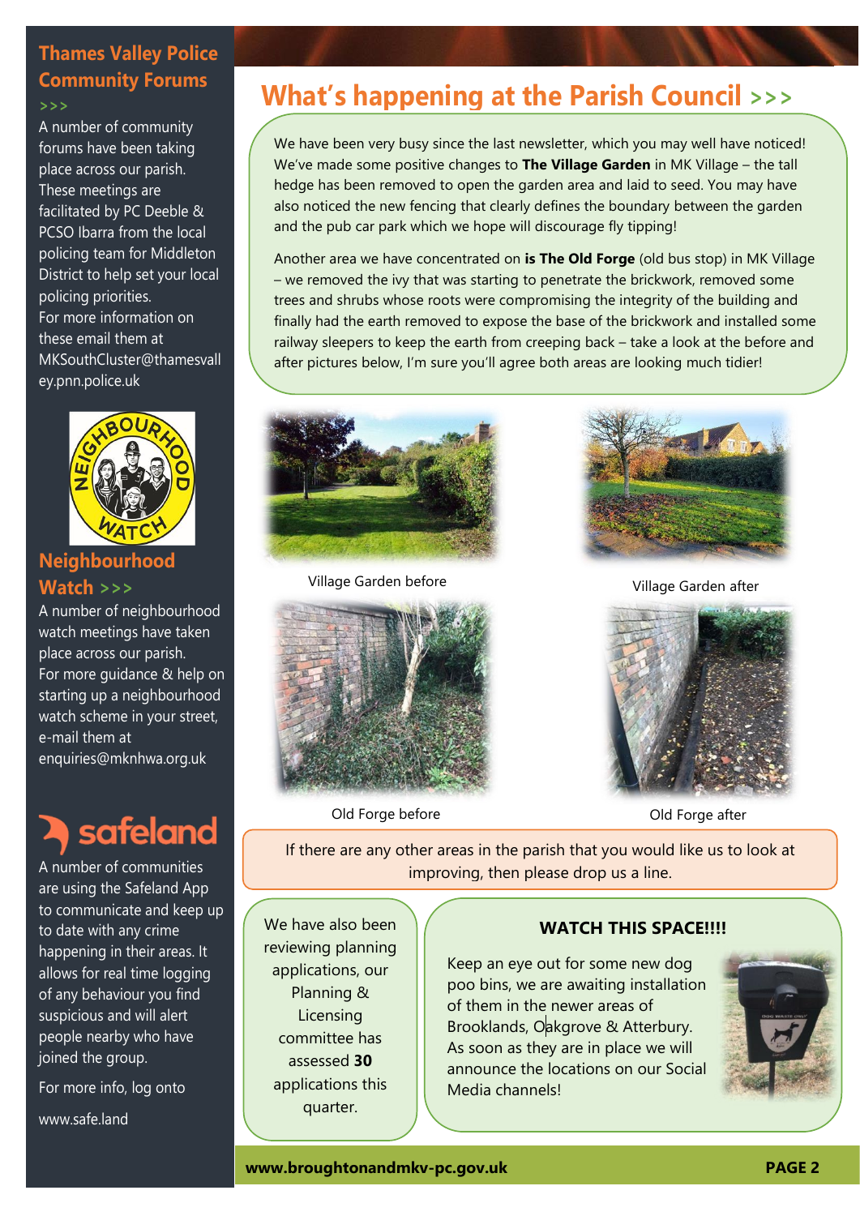## Thames Valley Police Community Forums >>>

A number of community forums have been taking place across our parish. These meetings are facilitated by PC Deeble & PCSO Ibarra from the local policing team for Middleton District to help set your local policing priorities.
For more information on these email them at MKSouthCluster@thamesvalley.pnn.police.uk

## Neighbourhood Watch >>>

A number of neighbourhood watch meetings have taken place across our parish. For more guidance & help on starting up a neighbourhood watch scheme in your street, e-mail them at enquiries@mknhwa.org.uk

## safeland

A number of communities are using the Safeland App to communicate and keep up to date with any crime happening in their areas. It allows for real time logging of any behaviour you find suspicious and will alert people nearby who have joined the group.

For more info, log onto

www.safe.land

# What's happening at the Parish Council >>>

We have been very busy since the last newsletter, which you may well have noticed! We've made some positive changes to **The Village Garden** in MK Village – the tall hedge has been removed to open the garden area and laid to seed. You may have also noticed the new fencing that clearly defines the boundary between the garden and the pub car park which we hope will discourage fly tipping!

Another area we have concentrated on **is The Old Forge** (old bus stop) in MK Village – we removed the ivy that was starting to penetrate the brickwork, removed some trees and shrubs whose roots were compromising the integrity of the building and finally had the earth removed to expose the base of the brickwork and installed some railway sleepers to keep the earth from creeping back – take a look at the before and after pictures below, I'm sure you'll agree both areas are looking much tidier!

Village Garden before

Village Garden after

Old Forge before

Old Forge after

If there are any other areas in the parish that you would like us to look at improving, then please drop us a line.

We have also been reviewing planning applications, our Planning & Licensing committee has assessed **30** applications this quarter.

### WATCH THIS SPACE!!!!

Keep an eye out for some new dog poo bins, we are awaiting installation of them in the newer areas of Brooklands, Oakgrove & Atterbury. As soon as they are in place we will announce the locations on our Social Media channels!

**www.broughtonandmkv-pc.gov.uk**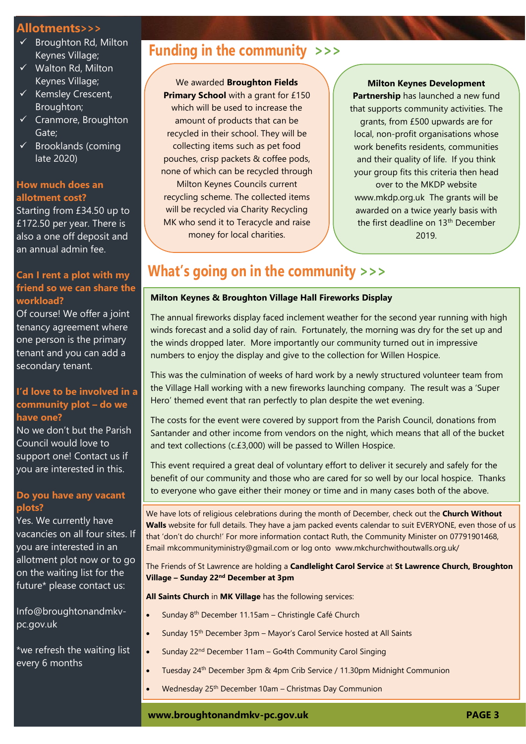## Allotments>>>

- ✓ Broughton Rd, Milton Keynes Village;
- ✓ Walton Rd, Milton Keynes Village;
- ✓ Kemsley Crescent, Broughton;
- ✓ Cranmore, Broughton Gate;
- ✓ Brooklands (coming late 2020)

### How much does an allotment cost?

Starting from £34.50 up to £172.50 per year. There is also a one off deposit and an annual admin fee.

### Can I rent a plot with my friend so we can share the workload?

Of course! We offer a joint tenancy agreement where one person is the primary tenant and you can add a secondary tenant.

### I'd love to be involved in a community plot – do we have one?

No we don't but the Parish Council would love to support one! Contact us if you are interested in this.

### Do you have any vacant plots?

Yes. We currently have vacancies on all four sites. If you are interested in an allotment plot now or to go on the waiting list for the future* please contact us:

Info@broughtonandmkv-pc.gov.uk

*we refresh the waiting list every 6 months

## Funding in the community >>>

We awarded **Broughton Fields Primary School** with a grant for £150 which will be used to increase the amount of products that can be recycled in their school. They will be collecting items such as pet food pouches, crisp packets & coffee pods, none of which can be recycled through Milton Keynes Councils current recycling scheme. The collected items will be recycled via Charity Recycling MK who send it to Teracycle and raise money for local charities.

**Milton Keynes Development Partnership** has launched a new fund that supports community activities. The grants, from £500 upwards are for local, non-profit organisations whose work benefits residents, communities and their quality of life. If you think your group fits this criteria then head over to the MKDP website www.mkdp.org.uk The grants will be awarded on a twice yearly basis with the first deadline on 13th December 2019.

## What's going on in the community >>>

**Milton Keynes & Broughton Village Hall Fireworks Display**

The annual fireworks display faced inclement weather for the second year running with high winds forecast and a solid day of rain. Fortunately, the morning was dry for the set up and the winds dropped later. More importantly our community turned out in impressive numbers to enjoy the display and give to the collection for Willen Hospice.

This was the culmination of weeks of hard work by a newly structured volunteer team from the Village Hall working with a new fireworks launching company. The result was a 'Super Hero' themed event that ran perfectly to plan despite the wet evening.

The costs for the event were covered by support from the Parish Council, donations from Santander and other income from vendors on the night, which means that all of the bucket and text collections (c.£3,000) will be passed to Willen Hospice.

This event required a great deal of voluntary effort to deliver it securely and safely for the benefit of our community and those who are cared for so well by our local hospice. Thanks to everyone who gave either their money or time and in many cases both of the above.

We have lots of religious celebrations during the month of December, check out the **Church Without Walls** website for full details. They have a jam packed events calendar to suit EVERYONE, even those of us that 'don't do church!' For more information contact Ruth, the Community Minister on 07791901468, Email mkcommunityministry@gmail.com or log onto www.mkchurchwithoutwalls.org.uk/

The Friends of St Lawrence are holding a **Candlelight Carol Service** at **St Lawrence Church, Broughton Village – Sunday 22nd December at 3pm**

**All Saints Church** in **MK Village** has the following services:

- Sunday 8th December 11.15am – Christingle Café Church
- Sunday 15th December 3pm – Mayor's Carol Service hosted at All Saints
- Sunday 22nd December 11am – Go4th Community Carol Singing
- Tuesday 24th December 3pm & 4pm Crib Service / 11.30pm Midnight Communion
- Wednesday 25th December 10am – Christmas Day Communion

**www.broughtonandmkv-pc.gov.uk**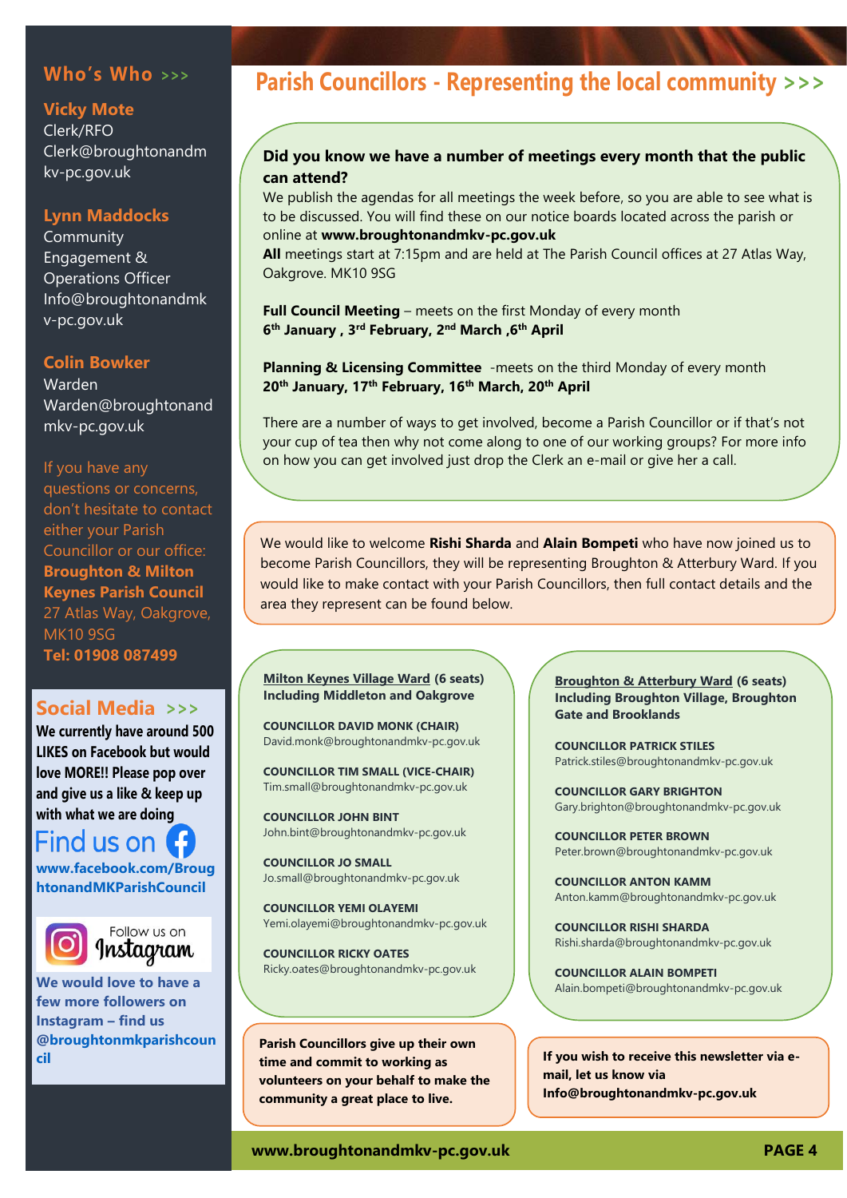## Who's Who >>>

**Vicky Mote**
Clerk/RFO
Clerk@broughtonandmkv-pc.gov.uk

**Lynn Maddocks**
Community Engagement & Operations Officer
Info@broughtonandmkv-pc.gov.uk

**Colin Bowker**
Warden
Warden@broughtonandmkv-pc.gov.uk

If you have any questions or concerns, don't hesitate to contact either your Parish Councillor or our office:
**Broughton & Milton Keynes Parish Council**
27 Atlas Way, Oakgrove, MK10 9SG
**Tel: 01908 087499**

## Social Media >>>

**We currently have around 500 LIKES on Facebook but would love MORE!! Please pop over and give us a like & keep up with what we are doing**

Find us on

**www.facebook.com/BroughtonandMKParishCouncil**

Follow us on Instagram

**We would love to have a few more followers on Instagram – find us @broughtonmkparishcouncil**

# Parish Councillors - Representing the local community >>>

**Did you know we have a number of meetings every month that the public can attend?**
We publish the agendas for all meetings the week before, so you are able to see what is to be discussed. You will find these on our notice boards located across the parish or online at **www.broughtonandmkv-pc.gov.uk**
**All** meetings start at 7:15pm and are held at The Parish Council offices at 27 Atlas Way, Oakgrove. MK10 9SG

**Full Council Meeting** – meets on the first Monday of every month
**6th January , 3rd February, 2nd March ,6th April**

**Planning & Licensing Committee** -meets on the third Monday of every month
**20th January, 17th February, 16th March, 20th April**

There are a number of ways to get involved, become a Parish Councillor or if that's not your cup of tea then why not come along to one of our working groups? For more info on how you can get involved just drop the Clerk an e-mail or give her a call.

We would like to welcome **Rishi Sharda** and **Alain Bompeti** who have now joined us to become Parish Councillors, they will be representing Broughton & Atterbury Ward. If you would like to make contact with your Parish Councillors, then full contact details and the area they represent can be found below.

**Milton Keynes Village Ward (6 seats)**
**Including Middleton and Oakgrove**

**COUNCILLOR DAVID MONK (CHAIR)**
David.monk@broughtonandmkv-pc.gov.uk

**COUNCILLOR TIM SMALL (VICE-CHAIR)**
Tim.small@broughtonandmkv-pc.gov.uk

**COUNCILLOR JOHN BINT**
John.bint@broughtonandmkv-pc.gov.uk

**COUNCILLOR JO SMALL**
Jo.small@broughtonandmkv-pc.gov.uk

**COUNCILLOR YEMI OLAYEMI**
Yemi.olayemi@broughtonandmkv-pc.gov.uk

**COUNCILLOR RICKY OATES**
Ricky.oates@broughtonandmkv-pc.gov.uk

**Broughton & Atterbury Ward (6 seats)**
**Including Broughton Village, Broughton Gate and Brooklands**

**COUNCILLOR PATRICK STILES**
Patrick.stiles@broughtonandmkv-pc.gov.uk

**COUNCILLOR GARY BRIGHTON**
Gary.brighton@broughtonandmkv-pc.gov.uk

**COUNCILLOR PETER BROWN**
Peter.brown@broughtonandmkv-pc.gov.uk

**COUNCILLOR ANTON KAMM**
Anton.kamm@broughtonandmkv-pc.gov.uk

**COUNCILLOR RISHI SHARDA**
Rishi.sharda@broughtonandmkv-pc.gov.uk

**COUNCILLOR ALAIN BOMPETI**
Alain.bompeti@broughtonandmkv-pc.gov.uk

**Parish Councillors give up their own time and commit to working as volunteers on your behalf to make the community a great place to live.**

**If you wish to receive this newsletter via e-mail, let us know via Info@broughtonandmkv-pc.gov.uk**

**www.broughtonandmkv-pc.gov.uk**